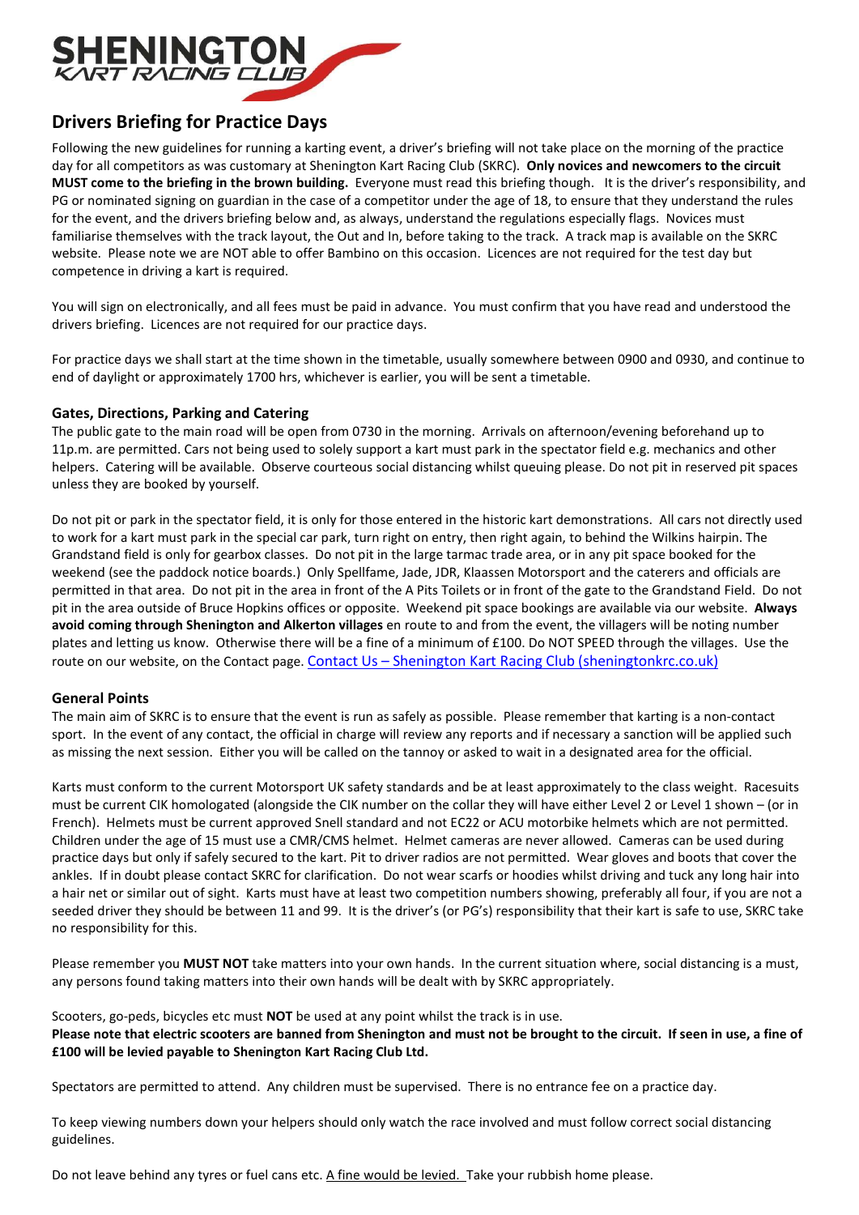# Drivers Briefing for Practice Days

Following the new guidelines for running a karting event, a driver's briefing will not take place on the morning of the practice day for all competitors as was customary at Shenington Kart Racing Club (SKRC). **Only novices and newcomers to the circuit MUST come to the briefing in the brown building.** Everyone must read this briefing though. It is the driver's responsibility, and PG or nominated signing on guardian in the case of a competitor under the age of 18, to ensure that they understand the rules for the event, and the drivers briefing below and, as always, understand the regulations especially flags. Novices must familiarise themselves with the track layout, the Out and In, before taking to the track. A track map is available on the SKRC website. Please note we are NOT able to offer Bambino on this occasion. Licences are not required for the test day but competence in driving a kart is required.

You will sign on electronically, and all fees must be paid in advance. You must confirm that you have read and understood the drivers briefing. Licences are not required for our practice days.

For practice days we shall start at the time shown in the timetable, usually somewhere between 0900 and 0930, and continue to end of daylight or approximately 1700 hrs, whichever is earlier, you will be sent a timetable.

### Gates, Directions, Parking and Catering

The public gate to the main road will be open from 0730 in the morning. Arrivals on afternoon/evening beforehand up to 11p.m. are permitted. Cars not being used to solely support a kart must park in the spectator field e.g. mechanics and other helpers. Catering will be available. Observe courteous social distancing whilst queuing please. Do not pit in reserved pit spaces unless they are booked by yourself.

Do not pit or park in the spectator field, it is only for those entered in the historic kart demonstrations. All cars not directly used to work for a kart must park in the special car park, turn right on entry, then right again, to behind the Wilkins hairpin. The Grandstand field is only for gearbox classes. Do not pit in the large tarmac trade area, or in any pit space booked for the weekend (see the paddock notice boards.) Only Spellfame, Jade, JDR, Klaassen Motorsport and the caterers and officials are permitted in that area. Do not pit in the area in front of the A Pits Toilets or in front of the gate to the Grandstand Field. Do not pit in the area outside of Bruce Hopkins offices or opposite. Weekend pit space bookings are available via our website. **Always avoid coming through Shenington and Alkerton villages** en route to and from the event, the villagers will be noting number plates and letting us know. Otherwise there will be a fine of a minimum of £100. Do NOT SPEED through the villages. Use the route on our website, on the Contact page. Contact Us – Shenington Kart Racing Club (sheningtonkrc.co.uk)

### General Points

The main aim of SKRC is to ensure that the event is run as safely as possible. Please remember that karting is a non-contact sport. In the event of any contact, the official in charge will review any reports and if necessary a sanction will be applied such as missing the next session. Either you will be called on the tannoy or asked to wait in a designated area for the official.

Karts must conform to the current Motorsport UK safety standards and be at least approximately to the class weight. Racesuits must be current CIK homologated (alongside the CIK number on the collar they will have either Level 2 or Level 1 shown – (or in French). Helmets must be current approved Snell standard and not EC22 or ACU motorbike helmets which are not permitted. Children under the age of 15 must use a CMR/CMS helmet. Helmet cameras are never allowed. Cameras can be used during practice days but only if safely secured to the kart. Pit to driver radios are not permitted. Wear gloves and boots that cover the ankles. If in doubt please contact SKRC for clarification. Do not wear scarfs or hoodies whilst driving and tuck any long hair into a hair net or similar out of sight. Karts must have at least two competition numbers showing, preferably all four, if you are not a seeded driver they should be between 11 and 99. It is the driver's (or PG's) responsibility that their kart is safe to use, SKRC take no responsibility for this.

Please remember you **MUST NOT** take matters into your own hands. In the current situation where, social distancing is a must, any persons found taking matters into their own hands will be dealt with by SKRC appropriately.

Scooters, go-peds, bicycles etc must **NOT** be used at any point whilst the track is in use.
**Please note that electric scooters are banned from Shenington and must not be brought to the circuit. If seen in use, a fine of £100 will be levied payable to Shenington Kart Racing Club Ltd.**

Spectators are permitted to attend. Any children must be supervised. There is no entrance fee on a practice day.

To keep viewing numbers down your helpers should only watch the race involved and must follow correct social distancing guidelines.

Do not leave behind any tyres or fuel cans etc. A fine would be levied. Take your rubbish home please.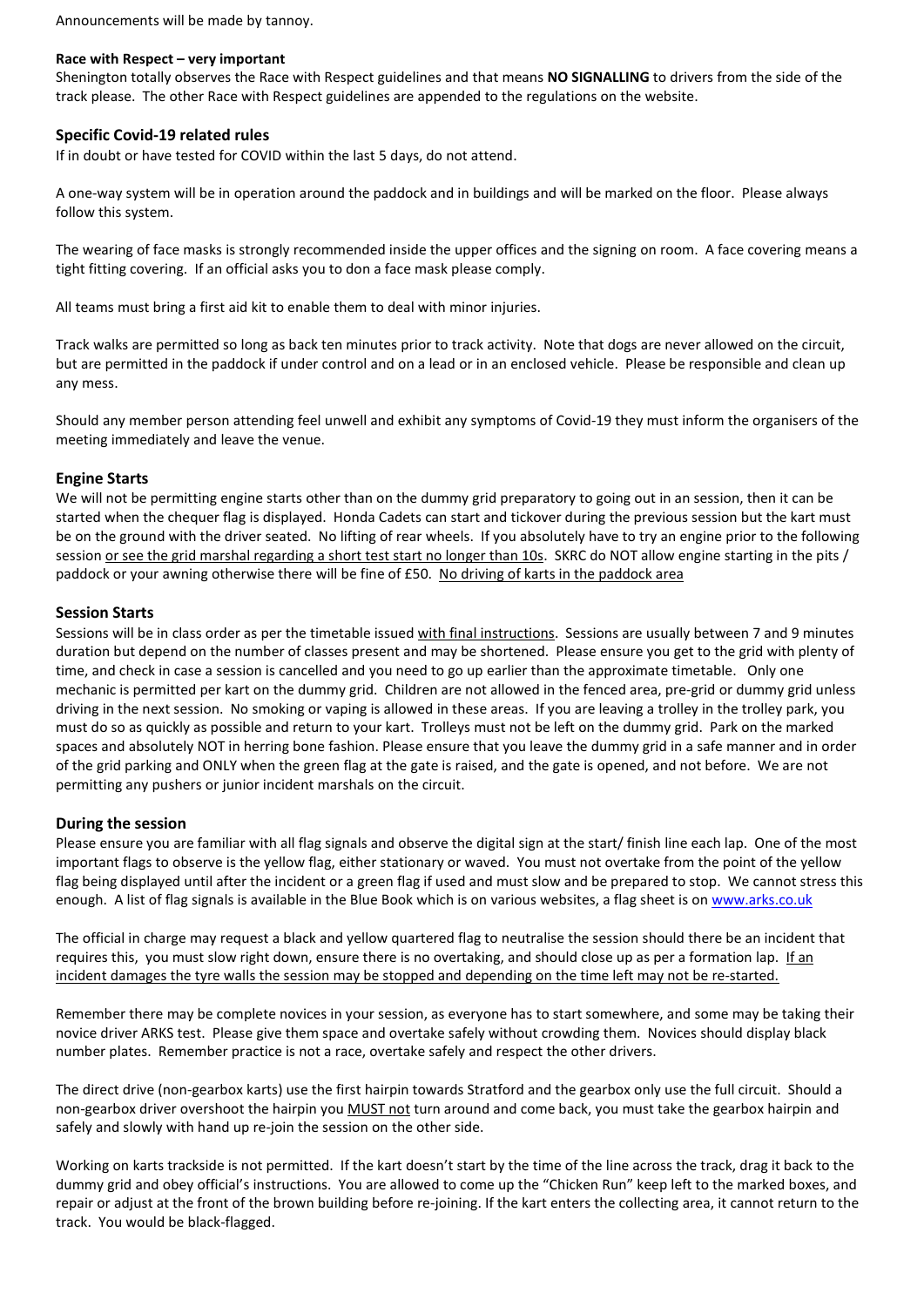Announcements will be made by tannoy.

**Race with Respect – very important**

Shenington totally observes the Race with Respect guidelines and that means **NO SIGNALLING** to drivers from the side of the track please. The other Race with Respect guidelines are appended to the regulations on the website.

## Specific Covid-19 related rules

If in doubt or have tested for COVID within the last 5 days, do not attend.

A one-way system will be in operation around the paddock and in buildings and will be marked on the floor. Please always follow this system.

The wearing of face masks is strongly recommended inside the upper offices and the signing on room. A face covering means a tight fitting covering. If an official asks you to don a face mask please comply.

All teams must bring a first aid kit to enable them to deal with minor injuries.

Track walks are permitted so long as back ten minutes prior to track activity. Note that dogs are never allowed on the circuit, but are permitted in the paddock if under control and on a lead or in an enclosed vehicle. Please be responsible and clean up any mess.

Should any member person attending feel unwell and exhibit any symptoms of Covid-19 they must inform the organisers of the meeting immediately and leave the venue.

## Engine Starts

We will not be permitting engine starts other than on the dummy grid preparatory to going out in an session, then it can be started when the chequer flag is displayed. Honda Cadets can start and tickover during the previous session but the kart must be on the ground with the driver seated. No lifting of rear wheels. If you absolutely have to try an engine prior to the following session <u>or see the grid marshal regarding a short test start no longer than 10s</u>. SKRC do NOT allow engine starting in the pits / paddock or your awning otherwise there will be fine of £50. <u>No driving of karts in the paddock area</u>

## Session Starts

Sessions will be in class order as per the timetable issued <u>with final instructions</u>. Sessions are usually between 7 and 9 minutes duration but depend on the number of classes present and may be shortened. Please ensure you get to the grid with plenty of time, and check in case a session is cancelled and you need to go up earlier than the approximate timetable. Only one mechanic is permitted per kart on the dummy grid. Children are not allowed in the fenced area, pre-grid or dummy grid unless driving in the next session. No smoking or vaping is allowed in these areas. If you are leaving a trolley in the trolley park, you must do so as quickly as possible and return to your kart. Trolleys must not be left on the dummy grid. Park on the marked spaces and absolutely NOT in herring bone fashion. Please ensure that you leave the dummy grid in a safe manner and in order of the grid parking and ONLY when the green flag at the gate is raised, and the gate is opened, and not before. We are not permitting any pushers or junior incident marshals on the circuit.

## During the session

Please ensure you are familiar with all flag signals and observe the digital sign at the start/ finish line each lap. One of the most important flags to observe is the yellow flag, either stationary or waved. You must not overtake from the point of the yellow flag being displayed until after the incident or a green flag if used and must slow and be prepared to stop. We cannot stress this enough. A list of flag signals is available in the Blue Book which is on various websites, a flag sheet is on www.arks.co.uk

The official in charge may request a black and yellow quartered flag to neutralise the session should there be an incident that requires this, you must slow right down, ensure there is no overtaking, and should close up as per a formation lap. <u>If an incident damages the tyre walls the session may be stopped and depending on the time left may not be re-started.</u>

Remember there may be complete novices in your session, as everyone has to start somewhere, and some may be taking their novice driver ARKS test. Please give them space and overtake safely without crowding them. Novices should display black number plates. Remember practice is not a race, overtake safely and respect the other drivers.

The direct drive (non-gearbox karts) use the first hairpin towards Stratford and the gearbox only use the full circuit. Should a non-gearbox driver overshoot the hairpin you <u>MUST not</u> turn around and come back, you must take the gearbox hairpin and safely and slowly with hand up re-join the session on the other side.

Working on karts trackside is not permitted. If the kart doesn't start by the time of the line across the track, drag it back to the dummy grid and obey official's instructions. You are allowed to come up the "Chicken Run" keep left to the marked boxes, and repair or adjust at the front of the brown building before re-joining. If the kart enters the collecting area, it cannot return to the track. You would be black-flagged.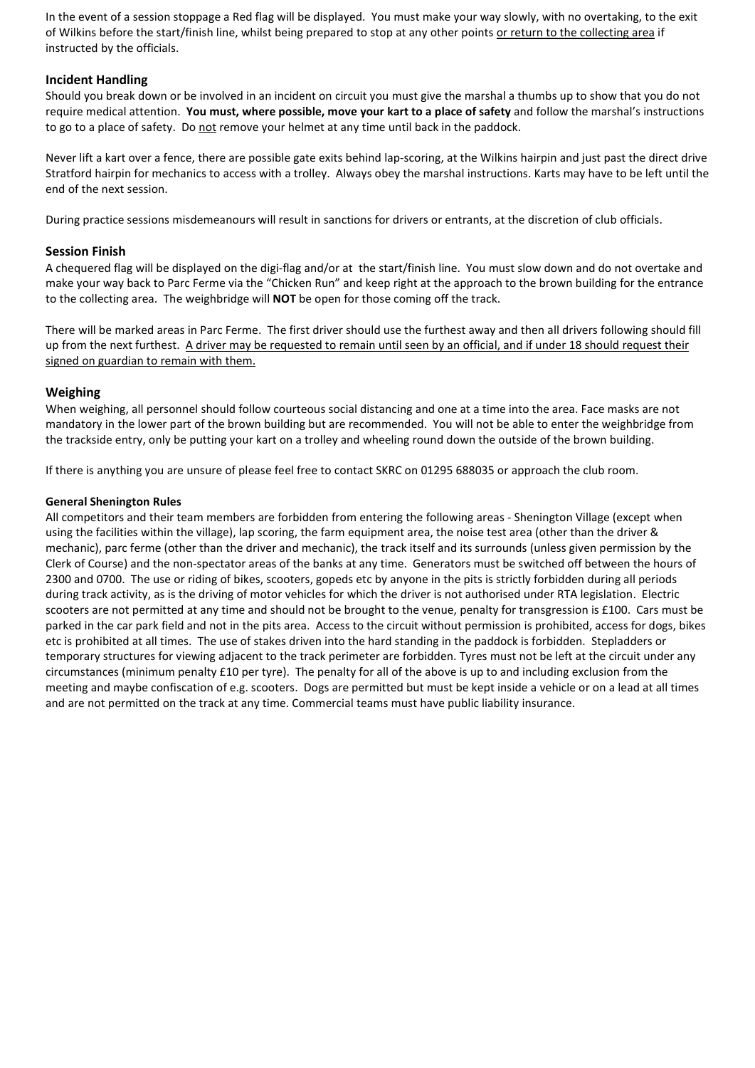In the event of a session stoppage a Red flag will be displayed. You must make your way slowly, with no overtaking, to the exit of Wilkins before the start/finish line, whilst being prepared to stop at any other points or return to the collecting area if instructed by the officials.

## Incident Handling

Should you break down or be involved in an incident on circuit you must give the marshal a thumbs up to show that you do not require medical attention. **You must, where possible, move your kart to a place of safety** and follow the marshal's instructions to go to a place of safety. Do not remove your helmet at any time until back in the paddock.

Never lift a kart over a fence, there are possible gate exits behind lap-scoring, at the Wilkins hairpin and just past the direct drive Stratford hairpin for mechanics to access with a trolley. Always obey the marshal instructions. Karts may have to be left until the end of the next session.

During practice sessions misdemeanours will result in sanctions for drivers or entrants, at the discretion of club officials.

## Session Finish

A chequered flag will be displayed on the digi-flag and/or at the start/finish line. You must slow down and do not overtake and make your way back to Parc Ferme via the "Chicken Run" and keep right at the approach to the brown building for the entrance to the collecting area. The weighbridge will **NOT** be open for those coming off the track.

There will be marked areas in Parc Ferme. The first driver should use the furthest away and then all drivers following should fill up from the next furthest. A driver may be requested to remain until seen by an official, and if under 18 should request their signed on guardian to remain with them.

## Weighing

When weighing, all personnel should follow courteous social distancing and one at a time into the area. Face masks are not mandatory in the lower part of the brown building but are recommended. You will not be able to enter the weighbridge from the trackside entry, only be putting your kart on a trolley and wheeling round down the outside of the brown building.

If there is anything you are unsure of please feel free to contact SKRC on 01295 688035 or approach the club room.

### General Shenington Rules

All competitors and their team members are forbidden from entering the following areas - Shenington Village (except when using the facilities within the village), lap scoring, the farm equipment area, the noise test area (other than the driver & mechanic), parc ferme (other than the driver and mechanic), the track itself and its surrounds (unless given permission by the Clerk of Course) and the non-spectator areas of the banks at any time. Generators must be switched off between the hours of 2300 and 0700. The use or riding of bikes, scooters, gopeds etc by anyone in the pits is strictly forbidden during all periods during track activity, as is the driving of motor vehicles for which the driver is not authorised under RTA legislation. Electric scooters are not permitted at any time and should not be brought to the venue, penalty for transgression is £100. Cars must be parked in the car park field and not in the pits area. Access to the circuit without permission is prohibited, access for dogs, bikes etc is prohibited at all times. The use of stakes driven into the hard standing in the paddock is forbidden. Stepladders or temporary structures for viewing adjacent to the track perimeter are forbidden. Tyres must not be left at the circuit under any circumstances (minimum penalty £10 per tyre). The penalty for all of the above is up to and including exclusion from the meeting and maybe confiscation of e.g. scooters. Dogs are permitted but must be kept inside a vehicle or on a lead at all times and are not permitted on the track at any time. Commercial teams must have public liability insurance.